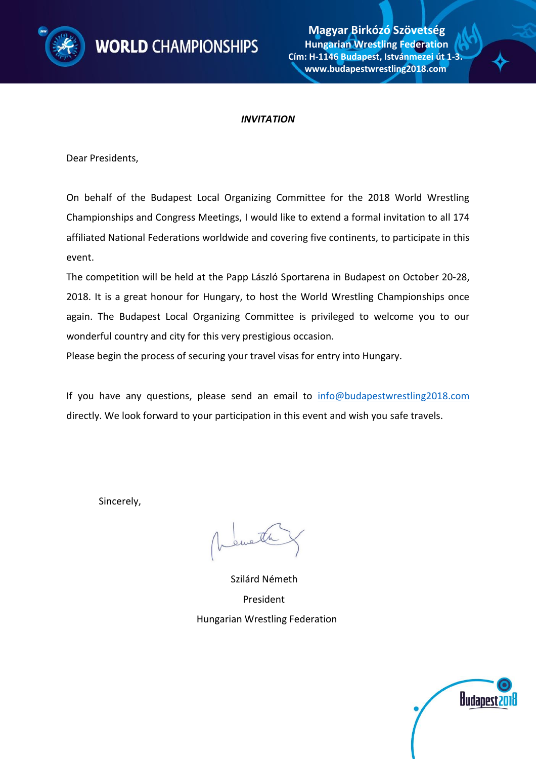WORLD CHAMPIONSHIPS

**Magyar Birkózó Szövetség**
**Hungarian Wrestling Federation**
**Cím: H-1146 Budapest, Istvánmezei út 1-3.**
**www.budapestwrestling2018.com**

***INVITATION***

Dear Presidents,

On behalf of the Budapest Local Organizing Committee for the 2018 World Wrestling Championships and Congress Meetings, I would like to extend a formal invitation to all 174 affiliated National Federations worldwide and covering five continents, to participate in this event.

The competition will be held at the Papp László Sportarena in Budapest on October 20-28, 2018. It is a great honour for Hungary, to host the World Wrestling Championships once again. The Budapest Local Organizing Committee is privileged to welcome you to our wonderful country and city for this very prestigious occasion.

Please begin the process of securing your travel visas for entry into Hungary.

If you have any questions, please send an email to info@budapestwrestling2018.com directly. We look forward to your participation in this event and wish you safe travels.

Sincerely,

Szilárd Németh
President
Hungarian Wrestling Federation

Budapest2018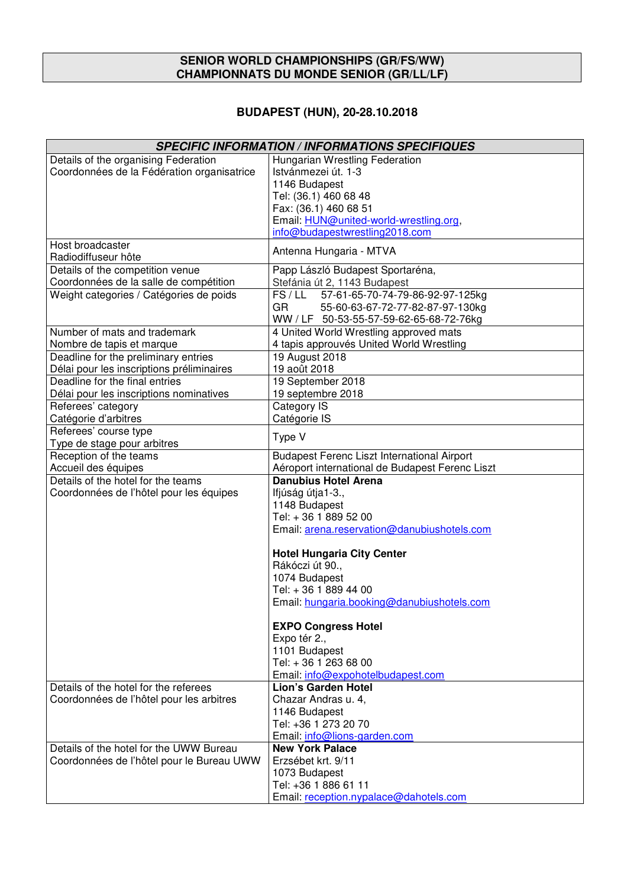**SENIOR WORLD CHAMPIONSHIPS (GR/FS/WW)**
**CHAMPIONNATS DU MONDE SENIOR (GR/LL/LF)**

## BUDAPEST (HUN), 20-28.10.2018

| ***SPECIFIC INFORMATION / INFORMATIONS SPECIFIQUES*** | |
|---|---|
| Details of the organising Federation<br>Coordonnées de la Fédération organisatrice | Hungarian Wrestling Federation<br>Istvánmezei út. 1-3<br>1146 Budapest<br>Tel: (36.1) 460 68 48<br>Fax: (36.1) 460 68 51<br>Email: HUN@united-world-wrestling.org, info@budapestwrestling2018.com |
| Host broadcaster<br>Radiodiffuseur hôte | Antenna Hungaria - MTVA |
| Details of the competition venue<br>Coordonnées de la salle de compétition | Papp László Budapest Sportaréna,<br>Stefánia út 2, 1143 Budapest |
| Weight categories / Catégories de poids | FS / LL 57-61-65-70-74-79-86-92-97-125kg<br>GR 55-60-63-67-72-77-82-87-97-130kg<br>WW / LF 50-53-55-57-59-62-65-68-72-76kg |
| Number of mats and trademark<br>Nombre de tapis et marque | 4 United World Wrestling approved mats<br>4 tapis approuvés United World Wrestling |
| Deadline for the preliminary entries<br>Délai pour les inscriptions préliminaires | 19 August 2018<br>19 août 2018 |
| Deadline for the final entries<br>Délai pour les inscriptions nominatives | 19 September 2018<br>19 septembre 2018 |
| Referees' category<br>Catégorie d'arbitres | Category IS<br>Catégorie IS |
| Referees' course type<br>Type de stage pour arbitres | Type V |
| Reception of the teams<br>Accueil des équipes | Budapest Ferenc Liszt International Airport<br>Aéroport international de Budapest Ferenc Liszt |
| Details of the hotel for the teams<br>Coordonnées de l'hôtel pour les équipes | **Danubius Hotel Arena**<br>Ifjúság útja1-3.,<br>1148 Budapest<br>Tel: + 36 1 889 52 00<br>Email: arena.reservation@danubiushotels.com<br><br>**Hotel Hungaria City Center**<br>Rákóczi út 90.,<br>1074 Budapest<br>Tel: + 36 1 889 44 00<br>Email: hungaria.booking@danubiushotels.com<br><br>**EXPO Congress Hotel**<br>Expo tér 2.,<br>1101 Budapest<br>Tel: + 36 1 263 68 00<br>Email: info@expohotelbudapest.com |
| Details of the hotel for the referees<br>Coordonnées de l'hôtel pour les arbitres | **Lion's Garden Hotel**<br>Chazar Andras u. 4,<br>1146 Budapest<br>Tel: +36 1 273 20 70<br>Email: info@lions-garden.com |
| Details of the hotel for the UWW Bureau<br>Coordonnées de l'hôtel pour le Bureau UWW | **New York Palace**<br>Erzsébet krt. 9/11<br>1073 Budapest<br>Tel: +36 1 886 61 11<br>Email: reception.nypalace@dahotels.com |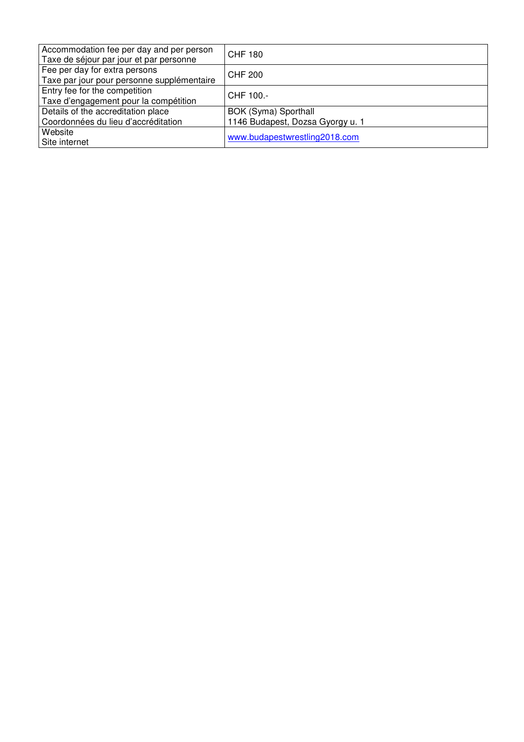| | |
|---|---|
| Accommodation fee per day and per person<br>Taxe de séjour par jour et par personne | CHF 180 |
| Fee per day for extra persons<br>Taxe par jour pour personne supplémentaire | CHF 200 |
| Entry fee for the competition<br>Taxe d'engagement pour la compétition | CHF 100.- |
| Details of the accreditation place<br>Coordonnées du lieu d'accréditation | BOK (Syma) Sporthall<br>1146 Budapest, Dozsa Gyorgy u. 1 |
| Website<br>Site internet | www.budapestwrestling2018.com |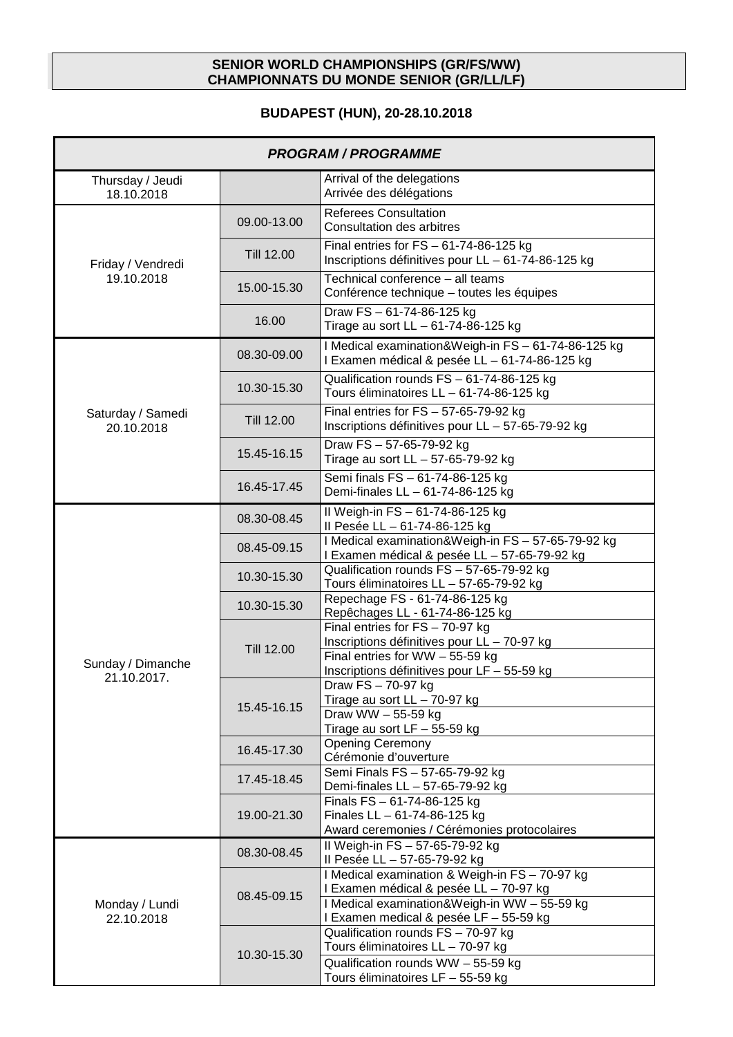**SENIOR WORLD CHAMPIONSHIPS (GR/FS/WW)**
**CHAMPIONNATS DU MONDE SENIOR (GR/LL/LF)**

**BUDAPEST (HUN), 20-28.10.2018**

| ***PROGRAM / PROGRAMME*** | | |
|---|---|---|
| Thursday / Jeudi 18.10.2018 | | Arrival of the delegations<br>Arrivée des délégations |
| Friday / Vendredi 19.10.2018 | 09.00-13.00 | Referees Consultation<br>Consultation des arbitres |
| | Till 12.00 | Final entries for FS – 61-74-86-125 kg<br>Inscriptions définitives pour LL – 61-74-86-125 kg |
| | 15.00-15.30 | Technical conference – all teams<br>Conférence technique – toutes les équipes |
| | 16.00 | Draw FS – 61-74-86-125 kg<br>Tirage au sort LL – 61-74-86-125 kg |
| Saturday / Samedi 20.10.2018 | 08.30-09.00 | I Medical examination&Weigh-in FS – 61-74-86-125 kg<br>I Examen médical & pesée LL – 61-74-86-125 kg |
| | 10.30-15.30 | Qualification rounds FS – 61-74-86-125 kg<br>Tours éliminatoires LL – 61-74-86-125 kg |
| | Till 12.00 | Final entries for FS – 57-65-79-92 kg<br>Inscriptions définitives pour LL – 57-65-79-92 kg |
| | 15.45-16.15 | Draw FS – 57-65-79-92 kg<br>Tirage au sort LL – 57-65-79-92 kg |
| | 16.45-17.45 | Semi finals FS – 61-74-86-125 kg<br>Demi-finales LL – 61-74-86-125 kg |
| Sunday / Dimanche 21.10.2017. | 08.30-08.45 | II Weigh-in FS – 61-74-86-125 kg<br>II Pesée LL – 61-74-86-125 kg |
| | 08.45-09.15 | I Medical examination&Weigh-in FS – 57-65-79-92 kg<br>I Examen médical & pesée LL – 57-65-79-92 kg |
| | 10.30-15.30 | Qualification rounds FS – 57-65-79-92 kg<br>Tours éliminatoires LL – 57-65-79-92 kg |
| | 10.30-15.30 | Repechage FS - 61-74-86-125 kg<br>Repêchages LL - 61-74-86-125 kg |
| | Till 12.00 | Final entries for FS – 70-97 kg<br>Inscriptions définitives pour LL – 70-97 kg |
| | | Final entries for WW – 55-59 kg<br>Inscriptions définitives pour LF – 55-59 kg |
| | 15.45-16.15 | Draw FS – 70-97 kg<br>Tirage au sort LL – 70-97 kg |
| | | Draw WW – 55-59 kg<br>Tirage au sort LF – 55-59 kg |
| | 16.45-17.30 | Opening Ceremony<br>Cérémonie d'ouverture |
| | 17.45-18.45 | Semi Finals FS – 57-65-79-92 kg<br>Demi-finales LL – 57-65-79-92 kg |
| | 19.00-21.30 | Finals FS – 61-74-86-125 kg<br>Finales LL – 61-74-86-125 kg<br>Award ceremonies / Cérémonies protocolaires |
| Monday / Lundi 22.10.2018 | 08.30-08.45 | II Weigh-in FS – 57-65-79-92 kg<br>II Pesée LL – 57-65-79-92 kg |
| | 08.45-09.15 | I Medical examination & Weigh-in FS – 70-97 kg<br>I Examen médical & pesée LL – 70-97 kg |
| | | I Medical examination&Weigh-in WW – 55-59 kg<br>I Examen medical & pesée LF – 55-59 kg |
| | 10.30-15.30 | Qualification rounds FS – 70-97 kg<br>Tours éliminatoires LL – 70-97 kg |
| | | Qualification rounds WW – 55-59 kg<br>Tours éliminatoires LF – 55-59 kg |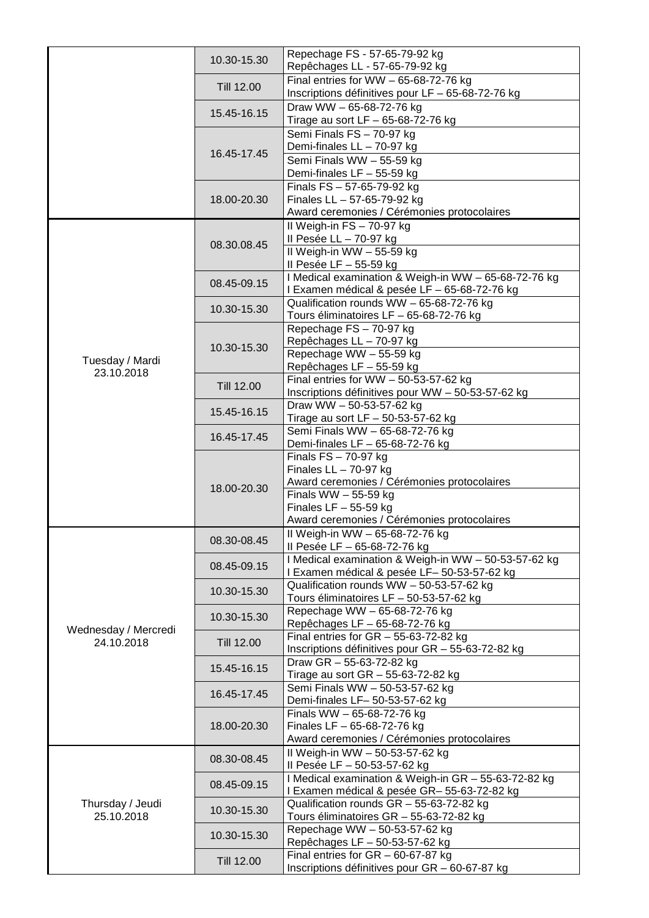| | | |
|---|---|---|
| | 10.30-15.30 | Repechage FS - 57-65-79-92 kg<br>Repêchages LL - 57-65-79-92 kg |
| | Till 12.00 | Final entries for WW – 65-68-72-76 kg<br>Inscriptions définitives pour LF – 65-68-72-76 kg |
| | 15.45-16.15 | Draw WW – 65-68-72-76 kg<br>Tirage au sort LF – 65-68-72-76 kg |
| | 16.45-17.45 | Semi Finals FS – 70-97 kg<br>Demi-finales LL – 70-97 kg |
| | | Semi Finals WW – 55-59 kg<br>Demi-finales LF – 55-59 kg |
| | 18.00-20.30 | Finals FS – 57-65-79-92 kg<br>Finales LL – 57-65-79-92 kg<br>Award ceremonies / Cérémonies protocolaires |
| Tuesday / Mardi<br>23.10.2018 | 08.30.08.45 | II Weigh-in FS – 70-97 kg<br>II Pesée LL – 70-97 kg |
| | | II Weigh-in WW – 55-59 kg<br>II Pesée LF – 55-59 kg |
| | 08.45-09.15 | I Medical examination & Weigh-in WW – 65-68-72-76 kg<br>I Examen médical & pesée LF – 65-68-72-76 kg |
| | 10.30-15.30 | Qualification rounds WW – 65-68-72-76 kg<br>Tours éliminatoires LF – 65-68-72-76 kg |
| | 10.30-15.30 | Repechage FS – 70-97 kg<br>Repêchages LL – 70-97 kg |
| | | Repechage WW – 55-59 kg<br>Repêchages LF – 55-59 kg |
| | Till 12.00 | Final entries for WW – 50-53-57-62 kg<br>Inscriptions définitives pour WW – 50-53-57-62 kg |
| | 15.45-16.15 | Draw WW – 50-53-57-62 kg<br>Tirage au sort LF – 50-53-57-62 kg |
| | 16.45-17.45 | Semi Finals WW – 65-68-72-76 kg<br>Demi-finales LF – 65-68-72-76 kg |
| | 18.00-20.30 | Finals FS – 70-97 kg<br>Finales LL – 70-97 kg<br>Award ceremonies / Cérémonies protocolaires |
| | | Finals WW – 55-59 kg<br>Finales LF – 55-59 kg<br>Award ceremonies / Cérémonies protocolaires |
| Wednesday / Mercredi<br>24.10.2018 | 08.30-08.45 | II Weigh-in WW – 65-68-72-76 kg<br>II Pesée LF – 65-68-72-76 kg |
| | 08.45-09.15 | I Medical examination & Weigh-in WW – 50-53-57-62 kg<br>I Examen médical & pesée LF– 50-53-57-62 kg |
| | 10.30-15.30 | Qualification rounds WW – 50-53-57-62 kg<br>Tours éliminatoires LF – 50-53-57-62 kg |
| | 10.30-15.30 | Repechage WW – 65-68-72-76 kg<br>Repêchages LF – 65-68-72-76 kg |
| | Till 12.00 | Final entries for GR – 55-63-72-82 kg<br>Inscriptions définitives pour GR – 55-63-72-82 kg |
| | 15.45-16.15 | Draw GR – 55-63-72-82 kg<br>Tirage au sort GR – 55-63-72-82 kg |
| | 16.45-17.45 | Semi Finals WW – 50-53-57-62 kg<br>Demi-finales LF– 50-53-57-62 kg |
| | 18.00-20.30 | Finals WW – 65-68-72-76 kg<br>Finales LF – 65-68-72-76 kg<br>Award ceremonies / Cérémonies protocolaires |
| Thursday / Jeudi<br>25.10.2018 | 08.30-08.45 | II Weigh-in WW – 50-53-57-62 kg<br>II Pesée LF – 50-53-57-62 kg |
| | 08.45-09.15 | I Medical examination & Weigh-in GR – 55-63-72-82 kg<br>I Examen médical & pesée GR– 55-63-72-82 kg |
| | 10.30-15.30 | Qualification rounds GR – 55-63-72-82 kg<br>Tours éliminatoires GR – 55-63-72-82 kg |
| | 10.30-15.30 | Repechage WW – 50-53-57-62 kg<br>Repêchages LF – 50-53-57-62 kg |
| | Till 12.00 | Final entries for GR – 60-67-87 kg<br>Inscriptions définitives pour GR – 60-67-87 kg |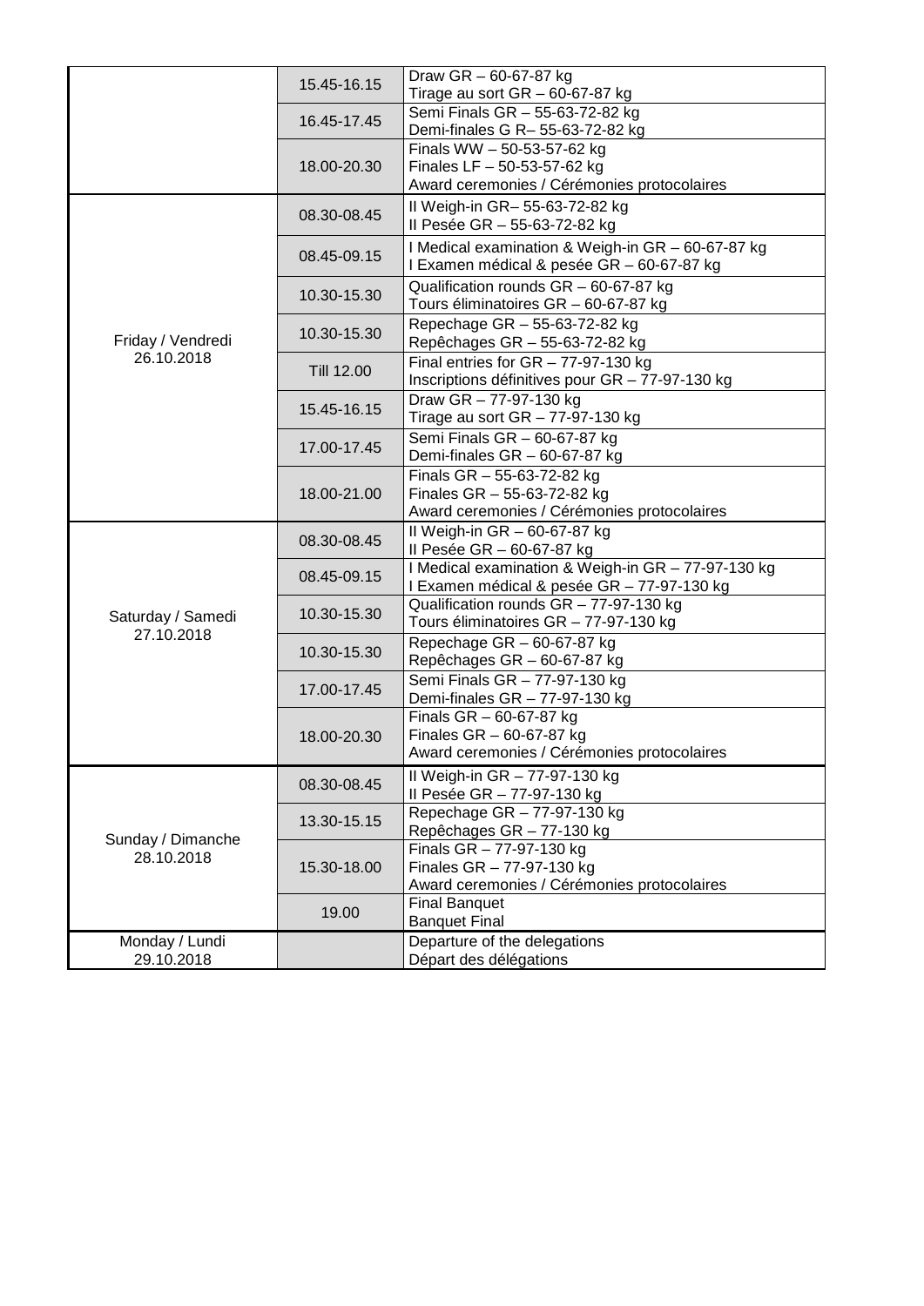|  |  |  |
|---|---|---|
|  | 15.45-16.15 | Draw GR – 60-67-87 kg<br>Tirage au sort GR – 60-67-87 kg |
|  | 16.45-17.45 | Semi Finals GR – 55-63-72-82 kg<br>Demi-finales G R– 55-63-72-82 kg |
|  | 18.00-20.30 | Finals WW – 50-53-57-62 kg<br>Finales LF – 50-53-57-62 kg<br>Award ceremonies / Cérémonies protocolaires |
| Friday / Vendredi<br>26.10.2018 | 08.30-08.45 | II Weigh-in GR– 55-63-72-82 kg<br>II Pesée GR – 55-63-72-82 kg |
|  | 08.45-09.15 | I Medical examination & Weigh-in GR – 60-67-87 kg<br>I Examen médical & pesée GR – 60-67-87 kg |
|  | 10.30-15.30 | Qualification rounds GR – 60-67-87 kg<br>Tours éliminatoires GR – 60-67-87 kg |
|  | 10.30-15.30 | Repechage GR – 55-63-72-82 kg<br>Repêchages GR – 55-63-72-82 kg |
|  | Till 12.00 | Final entries for GR – 77-97-130 kg<br>Inscriptions définitives pour GR – 77-97-130 kg |
|  | 15.45-16.15 | Draw GR – 77-97-130 kg<br>Tirage au sort GR – 77-97-130 kg |
|  | 17.00-17.45 | Semi Finals GR – 60-67-87 kg<br>Demi-finales GR – 60-67-87 kg |
|  | 18.00-21.00 | Finals GR – 55-63-72-82 kg<br>Finales GR – 55-63-72-82 kg<br>Award ceremonies / Cérémonies protocolaires |
| Saturday / Samedi<br>27.10.2018 | 08.30-08.45 | II Weigh-in GR – 60-67-87 kg<br>II Pesée GR – 60-67-87 kg |
|  | 08.45-09.15 | I Medical examination & Weigh-in GR – 77-97-130 kg<br>I Examen médical & pesée GR – 77-97-130 kg |
|  | 10.30-15.30 | Qualification rounds GR – 77-97-130 kg<br>Tours éliminatoires GR – 77-97-130 kg |
|  | 10.30-15.30 | Repechage GR – 60-67-87 kg<br>Repêchages GR – 60-67-87 kg |
|  | 17.00-17.45 | Semi Finals GR – 77-97-130 kg<br>Demi-finales GR – 77-97-130 kg |
|  | 18.00-20.30 | Finals GR – 60-67-87 kg<br>Finales GR – 60-67-87 kg<br>Award ceremonies / Cérémonies protocolaires |
| Sunday / Dimanche<br>28.10.2018 | 08.30-08.45 | II Weigh-in GR – 77-97-130 kg<br>II Pesée GR – 77-97-130 kg |
|  | 13.30-15.15 | Repechage GR – 77-97-130 kg<br>Repêchages GR – 77-130 kg |
|  | 15.30-18.00 | Finals GR – 77-97-130 kg<br>Finales GR – 77-97-130 kg<br>Award ceremonies / Cérémonies protocolaires |
|  | 19.00 | Final Banquet<br>Banquet Final |
| Monday / Lundi<br>29.10.2018 |  | Departure of the delegations<br>Départ des délégations |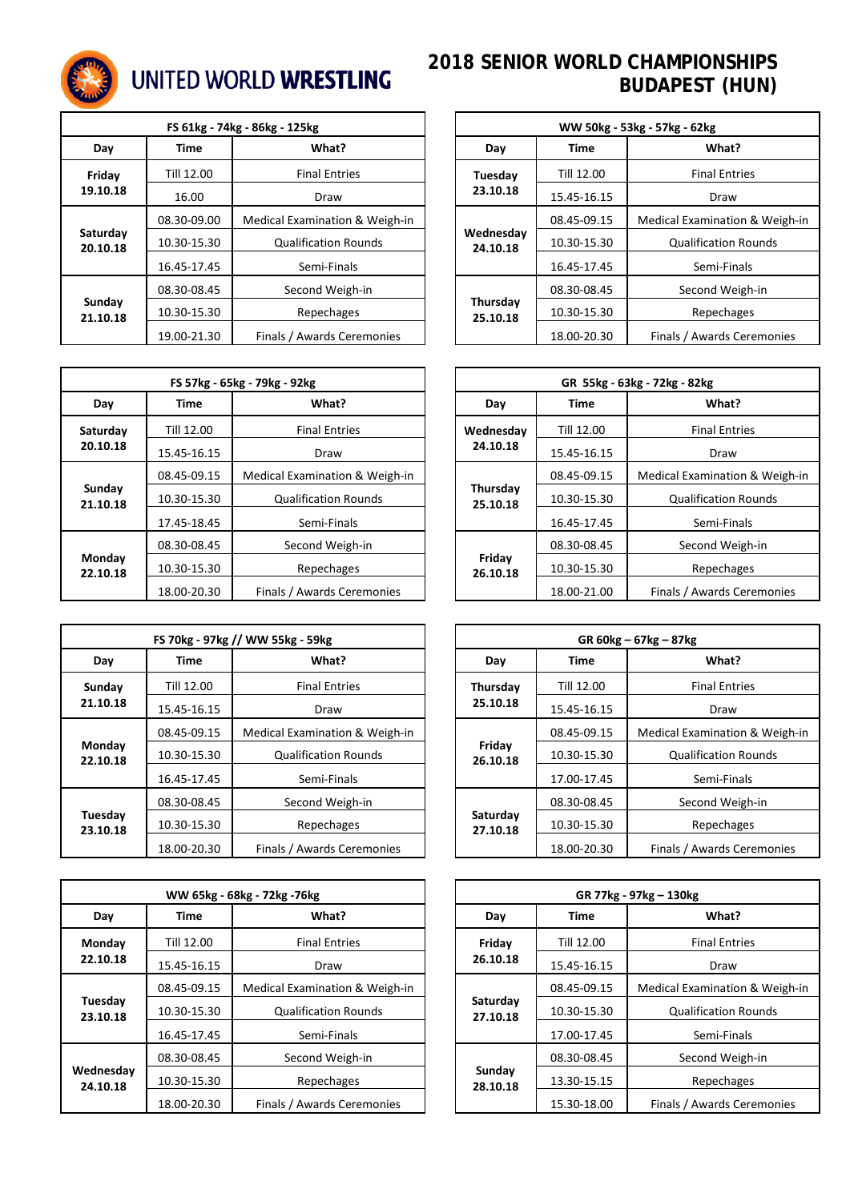UNITED WORLD **WRESTLING**

# 2018 SENIOR WORLD CHAMPIONSHIPS BUDAPEST (HUN)

| FS 61kg - 74kg - 86kg - 125kg | | |
|---|---|---|
| **Day** | **Time** | **What?** |
| **Friday 19.10.18** | Till 12.00 | Final Entries |
| | 16.00 | Draw |
| **Saturday 20.10.18** | 08.30-09.00 | Medical Examination & Weigh-in |
| | 10.30-15.30 | Qualification Rounds |
| | 16.45-17.45 | Semi-Finals |
| **Sunday 21.10.18** | 08.30-08.45 | Second Weigh-in |
| | 10.30-15.30 | Repechages |
| | 19.00-21.30 | Finals / Awards Ceremonies |

| WW 50kg - 53kg - 57kg - 62kg | | |
|---|---|---|
| **Day** | **Time** | **What?** |
| **Tuesday 23.10.18** | Till 12.00 | Final Entries |
| | 15.45-16.15 | Draw |
| **Wednesday 24.10.18** | 08.45-09.15 | Medical Examination & Weigh-in |
| | 10.30-15.30 | Qualification Rounds |
| | 16.45-17.45 | Semi-Finals |
| **Thursday 25.10.18** | 08.30-08.45 | Second Weigh-in |
| | 10.30-15.30 | Repechages |
| | 18.00-20.30 | Finals / Awards Ceremonies |

| FS 57kg - 65kg - 79kg - 92kg | | |
|---|---|---|
| **Day** | **Time** | **What?** |
| **Saturday 20.10.18** | Till 12.00 | Final Entries |
| | 15.45-16.15 | Draw |
| **Sunday 21.10.18** | 08.45-09.15 | Medical Examination & Weigh-in |
| | 10.30-15.30 | Qualification Rounds |
| | 17.45-18.45 | Semi-Finals |
| **Monday 22.10.18** | 08.30-08.45 | Second Weigh-in |
| | 10.30-15.30 | Repechages |
| | 18.00-20.30 | Finals / Awards Ceremonies |

| GR 55kg - 63kg - 72kg - 82kg | | |
|---|---|---|
| **Day** | **Time** | **What?** |
| **Wednesday 24.10.18** | Till 12.00 | Final Entries |
| | 15.45-16.15 | Draw |
| **Thursday 25.10.18** | 08.45-09.15 | Medical Examination & Weigh-in |
| | 10.30-15.30 | Qualification Rounds |
| | 16.45-17.45 | Semi-Finals |
| **Friday 26.10.18** | 08.30-08.45 | Second Weigh-in |
| | 10.30-15.30 | Repechages |
| | 18.00-21.00 | Finals / Awards Ceremonies |

| FS 70kg - 97kg // WW 55kg - 59kg | | |
|---|---|---|
| **Day** | **Time** | **What?** |
| **Sunday 21.10.18** | Till 12.00 | Final Entries |
| | 15.45-16.15 | Draw |
| **Monday 22.10.18** | 08.45-09.15 | Medical Examination & Weigh-in |
| | 10.30-15.30 | Qualification Rounds |
| | 16.45-17.45 | Semi-Finals |
| **Tuesday 23.10.18** | 08.30-08.45 | Second Weigh-in |
| | 10.30-15.30 | Repechages |
| | 18.00-20.30 | Finals / Awards Ceremonies |

| GR 60kg – 67kg – 87kg | | |
|---|---|---|
| **Day** | **Time** | **What?** |
| **Thursday 25.10.18** | Till 12.00 | Final Entries |
| | 15.45-16.15 | Draw |
| **Friday 26.10.18** | 08.45-09.15 | Medical Examination & Weigh-in |
| | 10.30-15.30 | Qualification Rounds |
| | 17.00-17.45 | Semi-Finals |
| **Saturday 27.10.18** | 08.30-08.45 | Second Weigh-in |
| | 10.30-15.30 | Repechages |
| | 18.00-20.30 | Finals / Awards Ceremonies |

| WW 65kg - 68kg - 72kg -76kg | | |
|---|---|---|
| **Day** | **Time** | **What?** |
| **Monday 22.10.18** | Till 12.00 | Final Entries |
| | 15.45-16.15 | Draw |
| **Tuesday 23.10.18** | 08.45-09.15 | Medical Examination & Weigh-in |
| | 10.30-15.30 | Qualification Rounds |
| | 16.45-17.45 | Semi-Finals |
| **Wednesday 24.10.18** | 08.30-08.45 | Second Weigh-in |
| | 10.30-15.30 | Repechages |
| | 18.00-20.30 | Finals / Awards Ceremonies |

| GR 77kg - 97kg – 130kg | | |
|---|---|---|
| **Day** | **Time** | **What?** |
| **Friday 26.10.18** | Till 12.00 | Final Entries |
| | 15.45-16.15 | Draw |
| **Saturday 27.10.18** | 08.45-09.15 | Medical Examination & Weigh-in |
| | 10.30-15.30 | Qualification Rounds |
| | 17.00-17.45 | Semi-Finals |
| **Sunday 28.10.18** | 08.30-08.45 | Second Weigh-in |
| | 13.30-15.15 | Repechages |
| | 15.30-18.00 | Finals / Awards Ceremonies |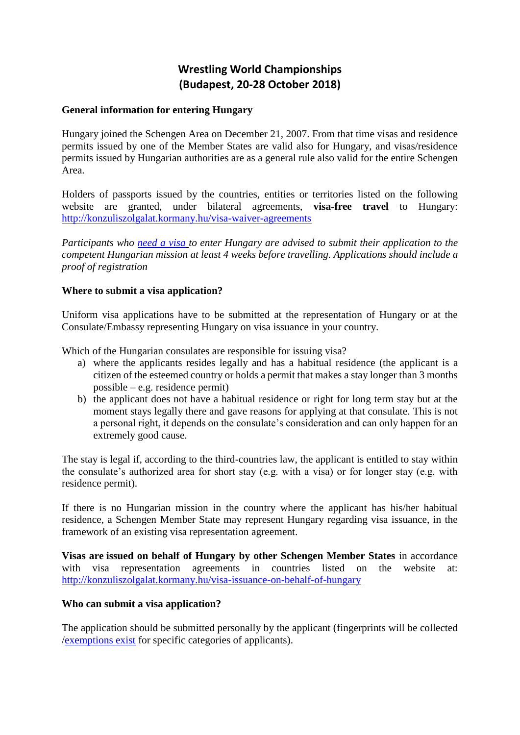# Wrestling World Championships
# (Budapest, 20-28 October 2018)

**General information for entering Hungary**

Hungary joined the Schengen Area on December 21, 2007. From that time visas and residence permits issued by one of the Member States are valid also for Hungary, and visas/residence permits issued by Hungarian authorities are as a general rule also valid for the entire Schengen Area.

Holders of passports issued by the countries, entities or territories listed on the following website are granted, under bilateral agreements, **visa-free travel** to Hungary: http://konzuliszolgalat.kormany.hu/visa-waiver-agreements

*Participants who need a visa to enter Hungary are advised to submit their application to the competent Hungarian mission at least 4 weeks before travelling. Applications should include a proof of registration*

**Where to submit a visa application?**

Uniform visa applications have to be submitted at the representation of Hungary or at the Consulate/Embassy representing Hungary on visa issuance in your country.

Which of the Hungarian consulates are responsible for issuing visa?

a) where the applicants resides legally and has a habitual residence (the applicant is a citizen of the esteemed country or holds a permit that makes a stay longer than 3 months possible – e.g. residence permit)
b) the applicant does not have a habitual residence or right for long term stay but at the moment stays legally there and gave reasons for applying at that consulate. This is not a personal right, it depends on the consulate's consideration and can only happen for an extremely good cause.

The stay is legal if, according to the third-countries law, the applicant is entitled to stay within the consulate's authorized area for short stay (e.g. with a visa) or for longer stay (e.g. with residence permit).

If there is no Hungarian mission in the country where the applicant has his/her habitual residence, a Schengen Member State may represent Hungary regarding visa issuance, in the framework of an existing visa representation agreement.

**Visas are issued on behalf of Hungary by other Schengen Member States** in accordance with visa representation agreements in countries listed on the website at: http://konzuliszolgalat.kormany.hu/visa-issuance-on-behalf-of-hungary

**Who can submit a visa application?**

The application should be submitted personally by the applicant (fingerprints will be collected /exemptions exist for specific categories of applicants).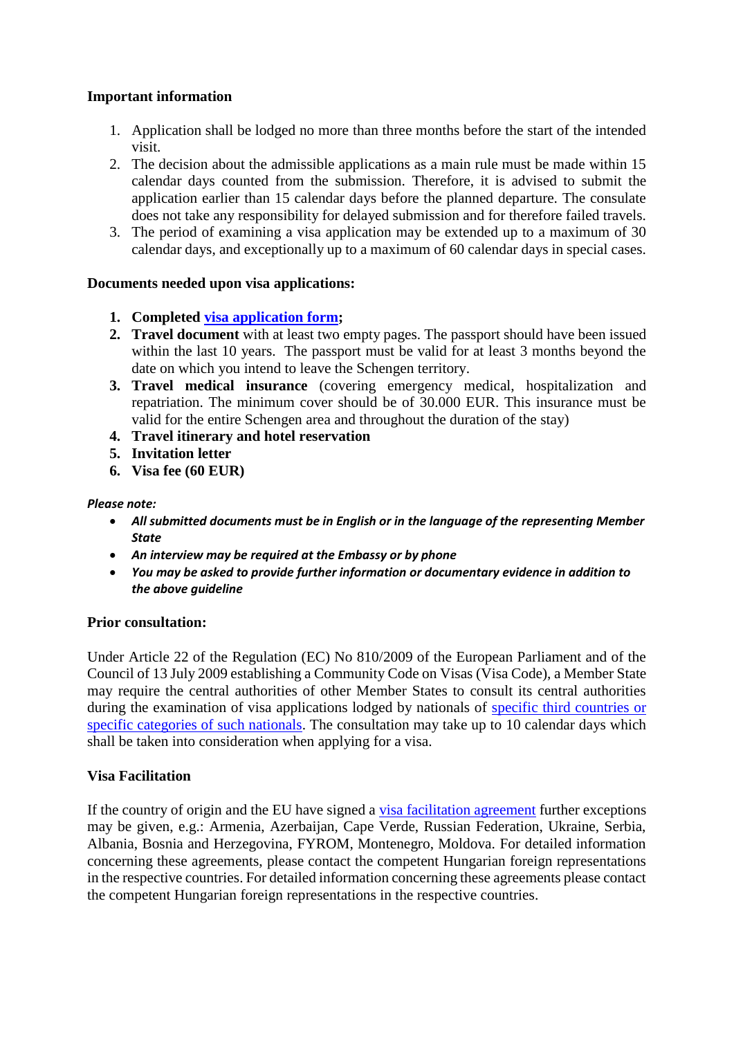**Important information**

1. Application shall be lodged no more than three months before the start of the intended visit.
2. The decision about the admissible applications as a main rule must be made within 15 calendar days counted from the submission. Therefore, it is advised to submit the application earlier than 15 calendar days before the planned departure. The consulate does not take any responsibility for delayed submission and for therefore failed travels.
3. The period of examining a visa application may be extended up to a maximum of 30 calendar days, and exceptionally up to a maximum of 60 calendar days in special cases.

**Documents needed upon visa applications:**

1. **Completed visa application form;**
2. **Travel document** with at least two empty pages. The passport should have been issued within the last 10 years. The passport must be valid for at least 3 months beyond the date on which you intend to leave the Schengen territory.
3. **Travel medical insurance** (covering emergency medical, hospitalization and repatriation. The minimum cover should be of 30.000 EUR. This insurance must be valid for the entire Schengen area and throughout the duration of the stay)
4. **Travel itinerary and hotel reservation**
5. **Invitation letter**
6. **Visa fee (60 EUR)**

***Please note:***

- ***All submitted documents must be in English or in the language of the representing Member State***
- ***An interview may be required at the Embassy or by phone***
- ***You may be asked to provide further information or documentary evidence in addition to the above guideline***

**Prior consultation:**

Under Article 22 of the Regulation (EC) No 810/2009 of the European Parliament and of the Council of 13 July 2009 establishing a Community Code on Visas (Visa Code), a Member State may require the central authorities of other Member States to consult its central authorities during the examination of visa applications lodged by nationals of specific third countries or specific categories of such nationals. The consultation may take up to 10 calendar days which shall be taken into consideration when applying for a visa.

**Visa Facilitation**

If the country of origin and the EU have signed a visa facilitation agreement further exceptions may be given, e.g.: Armenia, Azerbaijan, Cape Verde, Russian Federation, Ukraine, Serbia, Albania, Bosnia and Herzegovina, FYROM, Montenegro, Moldova. For detailed information concerning these agreements, please contact the competent Hungarian foreign representations in the respective countries. For detailed information concerning these agreements please contact the competent Hungarian foreign representations in the respective countries.